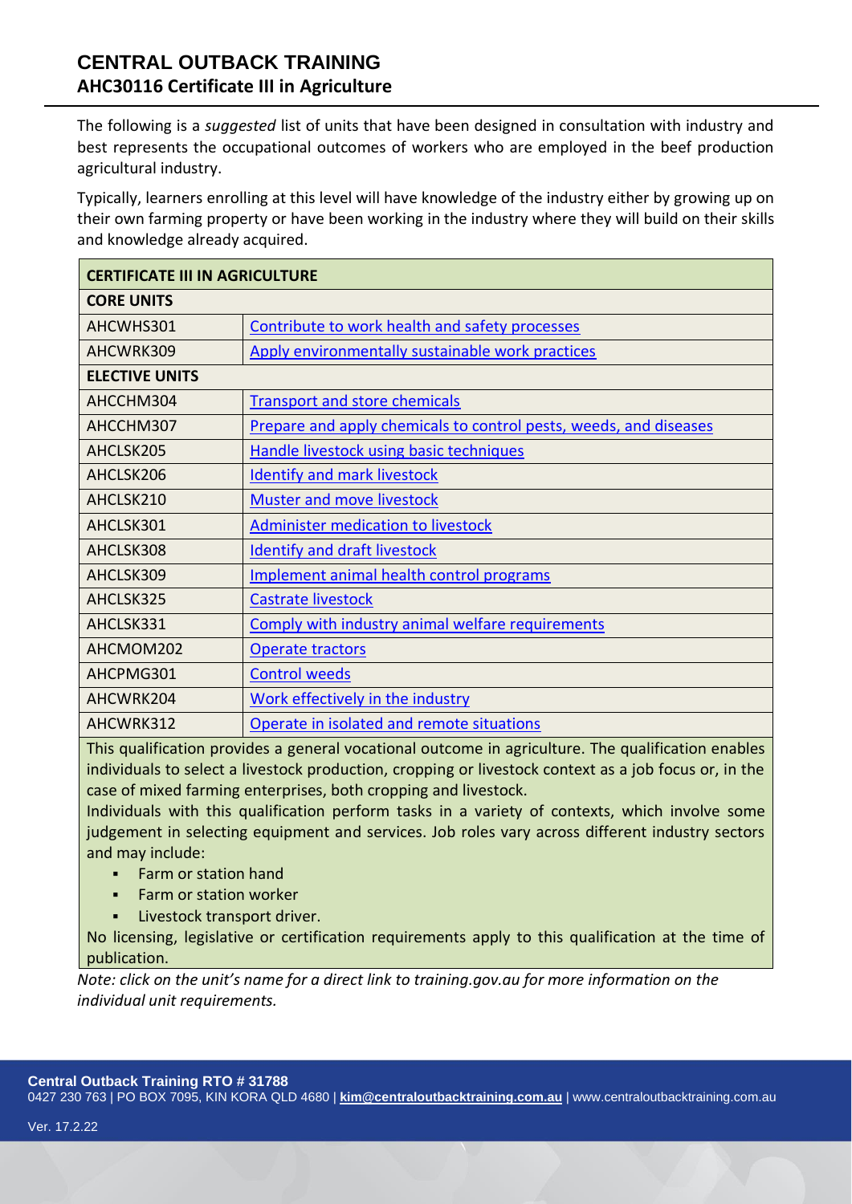# CENTRAL OUTBACK TRAINING

## AHC30116 Certificate III in Agriculture

The following is a *suggested* list of units that have been designed in consultation with industry and best represents the occupational outcomes of workers who are employed in the beef production agricultural industry.

Typically, learners enrolling at this level will have knowledge of the industry either by growing up on their own farming property or have been working in the industry where they will build on their skills and knowledge already acquired.

| **CERTIFICATE III IN AGRICULTURE** | |
|---|---|
| **CORE UNITS** | |
| AHCWHS301 | Contribute to work health and safety processes |
| AHCWRK309 | Apply environmentally sustainable work practices |
| **ELECTIVE UNITS** | |
| AHCCHM304 | Transport and store chemicals |
| AHCCHM307 | Prepare and apply chemicals to control pests, weeds, and diseases |
| AHCLSK205 | Handle livestock using basic techniques |
| AHCLSK206 | Identify and mark livestock |
| AHCLSK210 | Muster and move livestock |
| AHCLSK301 | Administer medication to livestock |
| AHCLSK308 | Identify and draft livestock |
| AHCLSK309 | Implement animal health control programs |
| AHCLSK325 | Castrate livestock |
| AHCLSK331 | Comply with industry animal welfare requirements |
| AHCMOM202 | Operate tractors |
| AHCPMG301 | Control weeds |
| AHCWRK204 | Work effectively in the industry |
| AHCWRK312 | Operate in isolated and remote situations |

This qualification provides a general vocational outcome in agriculture. The qualification enables individuals to select a livestock production, cropping or livestock context as a job focus or, in the case of mixed farming enterprises, both cropping and livestock.

Individuals with this qualification perform tasks in a variety of contexts, which involve some judgement in selecting equipment and services. Job roles vary across different industry sectors and may include:

- Farm or station hand
- Farm or station worker
- Livestock transport driver.

No licensing, legislative or certification requirements apply to this qualification at the time of publication.

*Note: click on the unit's name for a direct link to training.gov.au for more information on the individual unit requirements.*

**Central Outback Training RTO # 31788**
0427 230 763 | PO BOX 7095, KIN KORA QLD 4680 | **kim@centraloutbacktraining.com.au** | www.centraloutbacktraining.com.au

Ver. 17.2.22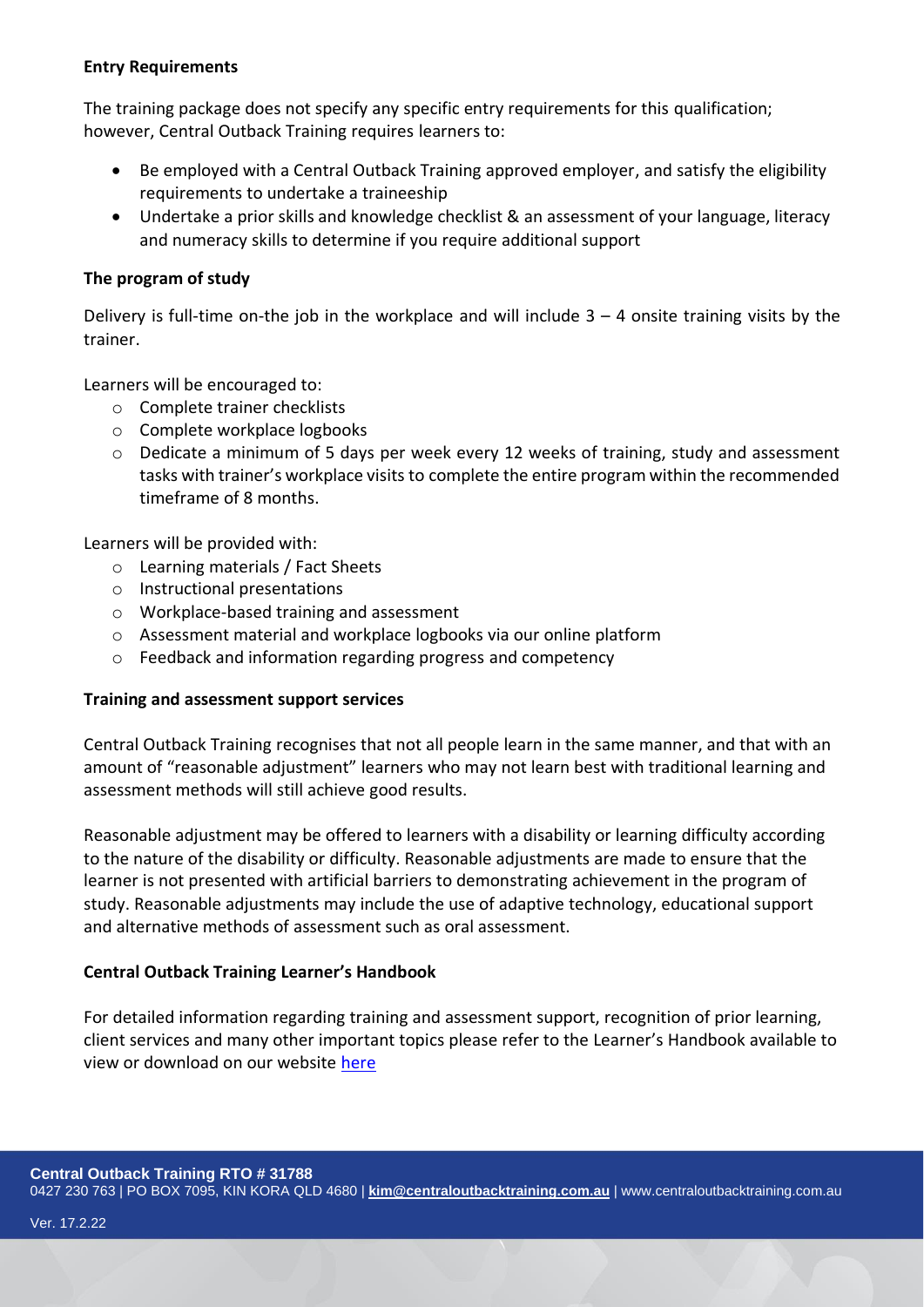### Entry Requirements

The training package does not specify any specific entry requirements for this qualification; however, Central Outback Training requires learners to:

- Be employed with a Central Outback Training approved employer, and satisfy the eligibility requirements to undertake a traineeship
- Undertake a prior skills and knowledge checklist & an assessment of your language, literacy and numeracy skills to determine if you require additional support

### The program of study

Delivery is full-time on-the job in the workplace and will include 3 – 4 onsite training visits by the trainer.

Learners will be encouraged to:

- Complete trainer checklists
- Complete workplace logbooks
- Dedicate a minimum of 5 days per week every 12 weeks of training, study and assessment tasks with trainer's workplace visits to complete the entire program within the recommended timeframe of 8 months.

Learners will be provided with:

- Learning materials / Fact Sheets
- Instructional presentations
- Workplace-based training and assessment
- Assessment material and workplace logbooks via our online platform
- Feedback and information regarding progress and competency

### Training and assessment support services

Central Outback Training recognises that not all people learn in the same manner, and that with an amount of "reasonable adjustment" learners who may not learn best with traditional learning and assessment methods will still achieve good results.

Reasonable adjustment may be offered to learners with a disability or learning difficulty according to the nature of the disability or difficulty. Reasonable adjustments are made to ensure that the learner is not presented with artificial barriers to demonstrating achievement in the program of study. Reasonable adjustments may include the use of adaptive technology, educational support and alternative methods of assessment such as oral assessment.

### Central Outback Training Learner's Handbook

For detailed information regarding training and assessment support, recognition of prior learning, client services and many other important topics please refer to the Learner's Handbook available to view or download on our website here